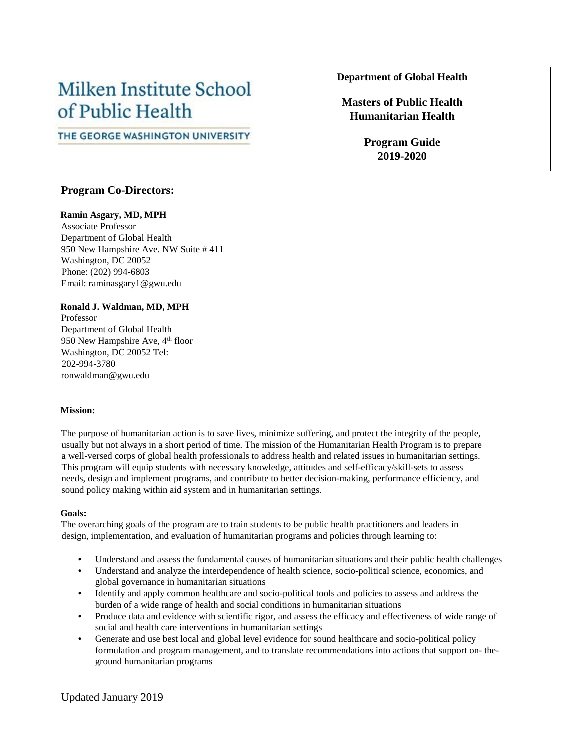| Milken Institute School of Public Health<br>THE GEORGE WASHINGTON UNIVERSITY | **Department of Global Health**<br><br>**Masters of Public Health Humanitarian Health**<br><br>**Program Guide 2019-2020** |
|---|---|

## Program Co-Directors:

**Ramin Asgary, MD, MPH**
Associate Professor
Department of Global Health
950 New Hampshire Ave. NW Suite # 411
Washington, DC 20052
Phone: (202) 994-6803
Email: raminasgary1@gwu.edu

**Ronald J. Waldman, MD, MPH**
Professor
Department of Global Health
950 New Hampshire Ave, 4th floor
Washington, DC 20052 Tel:
202-994-3780
ronwaldman@gwu.edu

**Mission:**

The purpose of humanitarian action is to save lives, minimize suffering, and protect the integrity of the people, usually but not always in a short period of time. The mission of the Humanitarian Health Program is to prepare a well-versed corps of global health professionals to address health and related issues in humanitarian settings. This program will equip students with necessary knowledge, attitudes and self-efficacy/skill-sets to assess needs, design and implement programs, and contribute to better decision-making, performance efficiency, and sound policy making within aid system and in humanitarian settings.

**Goals:**

The overarching goals of the program are to train students to be public health practitioners and leaders in design, implementation, and evaluation of humanitarian programs and policies through learning to:

- Understand and assess the fundamental causes of humanitarian situations and their public health challenges
- Understand and analyze the interdependence of health science, socio-political science, economics, and global governance in humanitarian situations
- Identify and apply common healthcare and socio-political tools and policies to assess and address the burden of a wide range of health and social conditions in humanitarian situations
- Produce data and evidence with scientific rigor, and assess the efficacy and effectiveness of wide range of social and health care interventions in humanitarian settings
- Generate and use best local and global level evidence for sound healthcare and socio-political policy formulation and program management, and to translate recommendations into actions that support on- the-ground humanitarian programs

Updated January 2019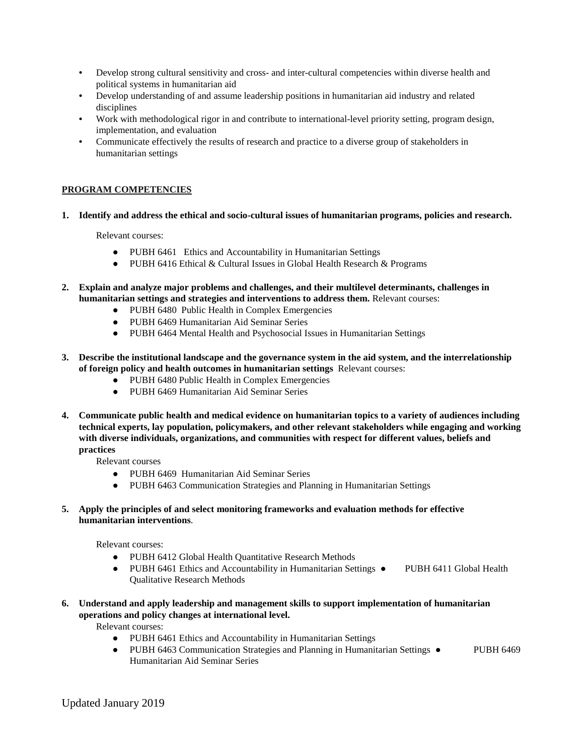- Develop strong cultural sensitivity and cross- and inter-cultural competencies within diverse health and political systems in humanitarian aid
- Develop understanding of and assume leadership positions in humanitarian aid industry and related disciplines
- Work with methodological rigor in and contribute to international-level priority setting, program design, implementation, and evaluation
- Communicate effectively the results of research and practice to a diverse group of stakeholders in humanitarian settings

## PROGRAM COMPETENCIES

1. **Identify and address the ethical and socio-cultural issues of humanitarian programs, policies and research.**

   Relevant courses:

   - PUBH 6461 Ethics and Accountability in Humanitarian Settings
   - PUBH 6416 Ethical & Cultural Issues in Global Health Research & Programs

2. **Explain and analyze major problems and challenges, and their multilevel determinants, challenges in humanitarian settings and strategies and interventions to address them.** Relevant courses:
   - PUBH 6480 Public Health in Complex Emergencies
   - PUBH 6469 Humanitarian Aid Seminar Series
   - PUBH 6464 Mental Health and Psychosocial Issues in Humanitarian Settings

3. **Describe the institutional landscape and the governance system in the aid system, and the interrelationship of foreign policy and health outcomes in humanitarian settings** Relevant courses:
   - PUBH 6480 Public Health in Complex Emergencies
   - PUBH 6469 Humanitarian Aid Seminar Series

4. **Communicate public health and medical evidence on humanitarian topics to a variety of audiences including technical experts, lay population, policymakers, and other relevant stakeholders while engaging and working with diverse individuals, organizations, and communities with respect for different values, beliefs and practices**

   Relevant courses

   - PUBH 6469 Humanitarian Aid Seminar Series
   - PUBH 6463 Communication Strategies and Planning in Humanitarian Settings

5. **Apply the principles of and select monitoring frameworks and evaluation methods for effective humanitarian interventions**.

   Relevant courses:

   - PUBH 6412 Global Health Quantitative Research Methods
   - PUBH 6461 Ethics and Accountability in Humanitarian Settings
   - PUBH 6411 Global Health Qualitative Research Methods

6. **Understand and apply leadership and management skills to support implementation of humanitarian operations and policy changes at international level.**

   Relevant courses:

   - PUBH 6461 Ethics and Accountability in Humanitarian Settings
   - PUBH 6463 Communication Strategies and Planning in Humanitarian Settings
   - PUBH 6469 Humanitarian Aid Seminar Series

Updated January 2019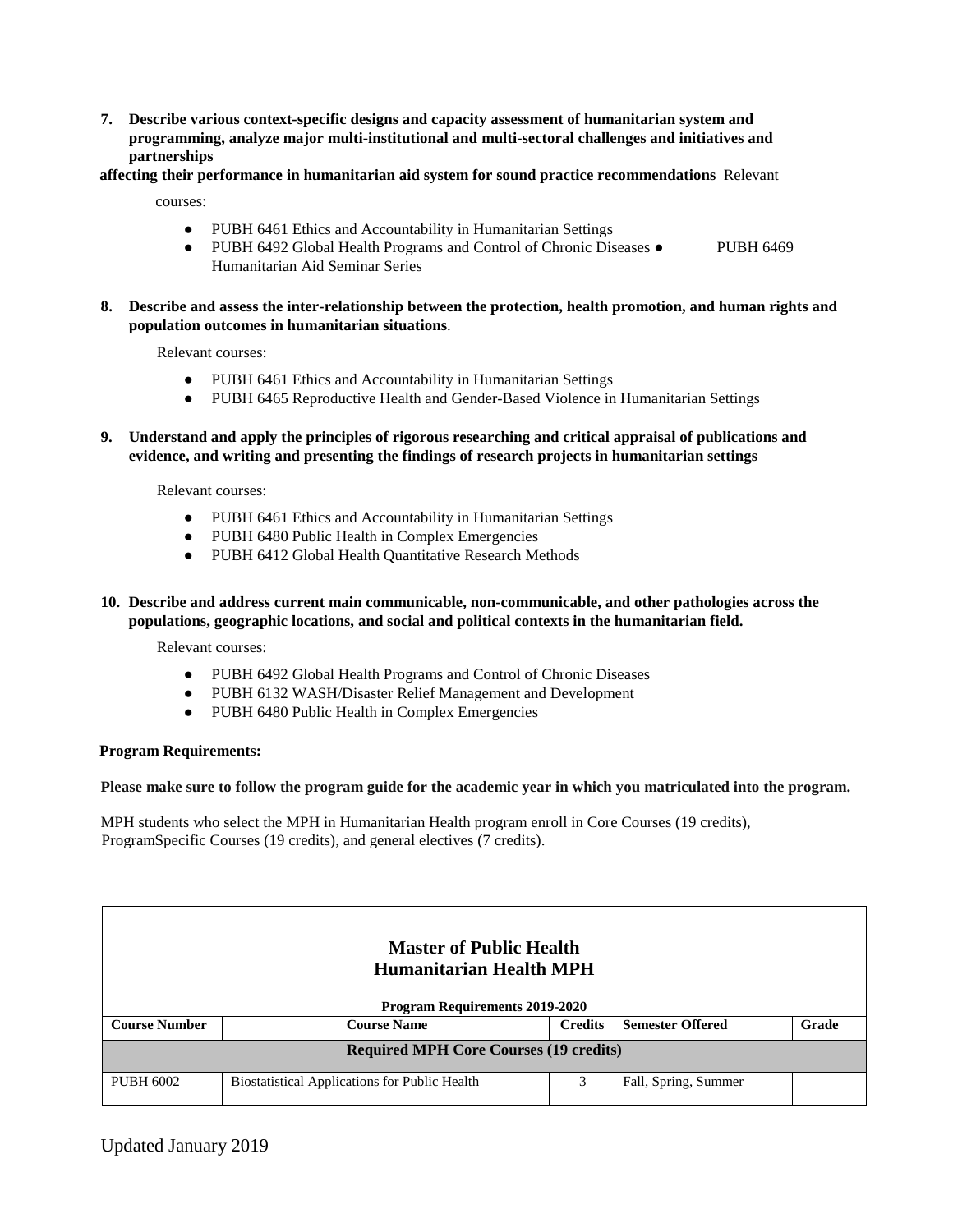7. **Describe various context-specific designs and capacity assessment of humanitarian system and programming, analyze major multi-institutional and multi-sectoral challenges and initiatives and partnerships affecting their performance in humanitarian aid system for sound practice recommendations** Relevant courses:

   - PUBH 6461 Ethics and Accountability in Humanitarian Settings
   - PUBH 6492 Global Health Programs and Control of Chronic Diseases
   - PUBH 6469 Humanitarian Aid Seminar Series

8. **Describe and assess the inter-relationship between the protection, health promotion, and human rights and population outcomes in humanitarian situations**.

   Relevant courses:

   - PUBH 6461 Ethics and Accountability in Humanitarian Settings
   - PUBH 6465 Reproductive Health and Gender-Based Violence in Humanitarian Settings

9. **Understand and apply the principles of rigorous researching and critical appraisal of publications and evidence, and writing and presenting the findings of research projects in humanitarian settings**

   Relevant courses:

   - PUBH 6461 Ethics and Accountability in Humanitarian Settings
   - PUBH 6480 Public Health in Complex Emergencies
   - PUBH 6412 Global Health Quantitative Research Methods

10. **Describe and address current main communicable, non-communicable, and other pathologies across the populations, geographic locations, and social and political contexts in the humanitarian field.**

    Relevant courses:

    - PUBH 6492 Global Health Programs and Control of Chronic Diseases
    - PUBH 6132 WASH/Disaster Relief Management and Development
    - PUBH 6480 Public Health in Complex Emergencies

**Program Requirements:**

**Please make sure to follow the program guide for the academic year in which you matriculated into the program.**

MPH students who select the MPH in Humanitarian Health program enroll in Core Courses (19 credits), ProgramSpecific Courses (19 credits), and general electives (7 credits).

## Master of Public Health
## Humanitarian Health MPH

**Program Requirements 2019-2020**

| Course Number | Course Name | Credits | Semester Offered | Grade |
|---|---|---|---|---|
| **Required MPH Core Courses (19 credits)** | | | | |
| PUBH 6002 | Biostatistical Applications for Public Health | 3 | Fall, Spring, Summer | |

Updated January 2019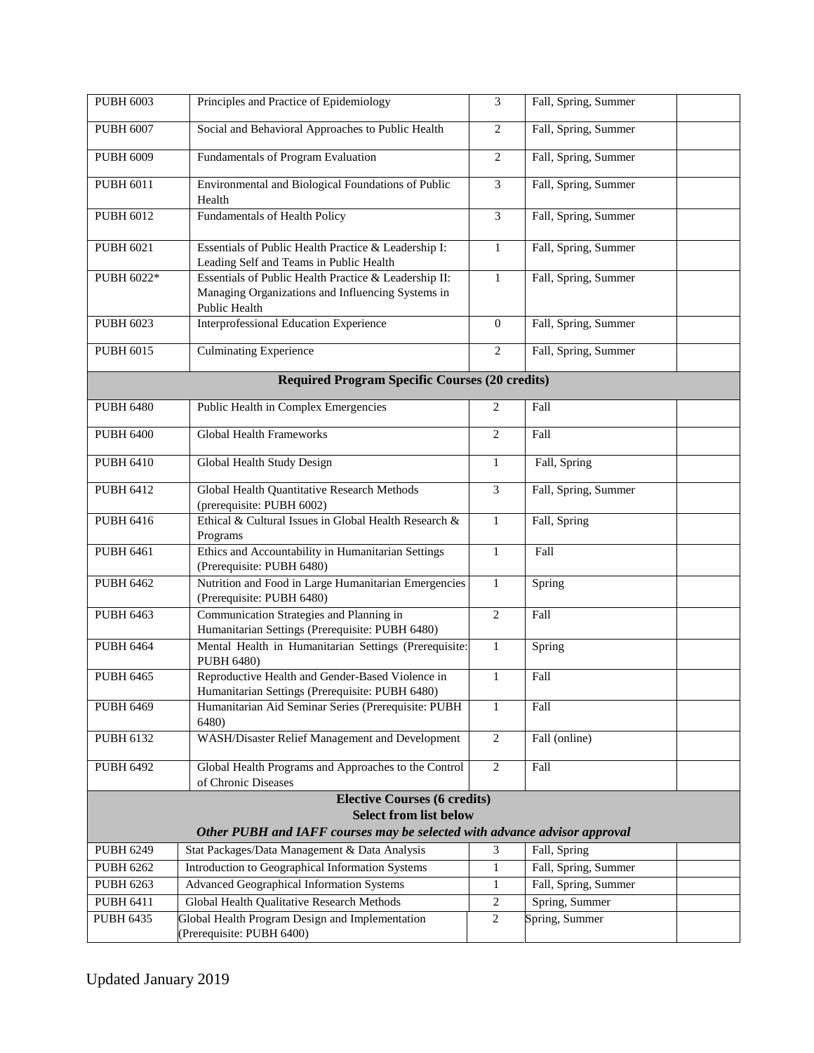| | | | | |
|---|---|---|---|---|
| PUBH 6003 | Principles and Practice of Epidemiology | 3 | Fall, Spring, Summer | |
| PUBH 6007 | Social and Behavioral Approaches to Public Health | 2 | Fall, Spring, Summer | |
| PUBH 6009 | Fundamentals of Program Evaluation | 2 | Fall, Spring, Summer | |
| PUBH 6011 | Environmental and Biological Foundations of Public Health | 3 | Fall, Spring, Summer | |
| PUBH 6012 | Fundamentals of Health Policy | 3 | Fall, Spring, Summer | |
| PUBH 6021 | Essentials of Public Health Practice & Leadership I: Leading Self and Teams in Public Health | 1 | Fall, Spring, Summer | |
| PUBH 6022* | Essentials of Public Health Practice & Leadership II: Managing Organizations and Influencing Systems in Public Health | 1 | Fall, Spring, Summer | |
| PUBH 6023 | Interprofessional Education Experience | 0 | Fall, Spring, Summer | |
| PUBH 6015 | Culminating Experience | 2 | Fall, Spring, Summer | |
| **Required Program Specific Courses (20 credits)** | | | | |
| PUBH 6480 | Public Health in Complex Emergencies | 2 | Fall | |
| PUBH 6400 | Global Health Frameworks | 2 | Fall | |
| PUBH 6410 | Global Health Study Design | 1 | Fall, Spring | |
| PUBH 6412 | Global Health Quantitative Research Methods (prerequisite: PUBH 6002) | 3 | Fall, Spring, Summer | |
| PUBH 6416 | Ethical & Cultural Issues in Global Health Research & Programs | 1 | Fall, Spring | |
| PUBH 6461 | Ethics and Accountability in Humanitarian Settings (Prerequisite: PUBH 6480) | 1 | Fall | |
| PUBH 6462 | Nutrition and Food in Large Humanitarian Emergencies (Prerequisite: PUBH 6480) | 1 | Spring | |
| PUBH 6463 | Communication Strategies and Planning in Humanitarian Settings (Prerequisite: PUBH 6480) | 2 | Fall | |
| PUBH 6464 | Mental Health in Humanitarian Settings (Prerequisite: PUBH 6480) | 1 | Spring | |
| PUBH 6465 | Reproductive Health and Gender-Based Violence in Humanitarian Settings (Prerequisite: PUBH 6480) | 1 | Fall | |
| PUBH 6469 | Humanitarian Aid Seminar Series (Prerequisite: PUBH 6480) | 1 | Fall | |
| PUBH 6132 | WASH/Disaster Relief Management and Development | 2 | Fall (online) | |
| PUBH 6492 | Global Health Programs and Approaches to the Control of Chronic Diseases | 2 | Fall | |
| **Elective Courses (6 credits)**<br>**Select from list below**<br>***Other PUBH and IAFF courses may be selected with advance advisor approval*** | | | | |
| PUBH 6249 | Stat Packages/Data Management & Data Analysis | 3 | Fall, Spring | |
| PUBH 6262 | Introduction to Geographical Information Systems | 1 | Fall, Spring, Summer | |
| PUBH 6263 | Advanced Geographical Information Systems | 1 | Fall, Spring, Summer | |
| PUBH 6411 | Global Health Qualitative Research Methods | 2 | Spring, Summer | |
| PUBH 6435 | Global Health Program Design and Implementation (Prerequisite: PUBH 6400) | 2 | Spring, Summer | |

Updated January 2019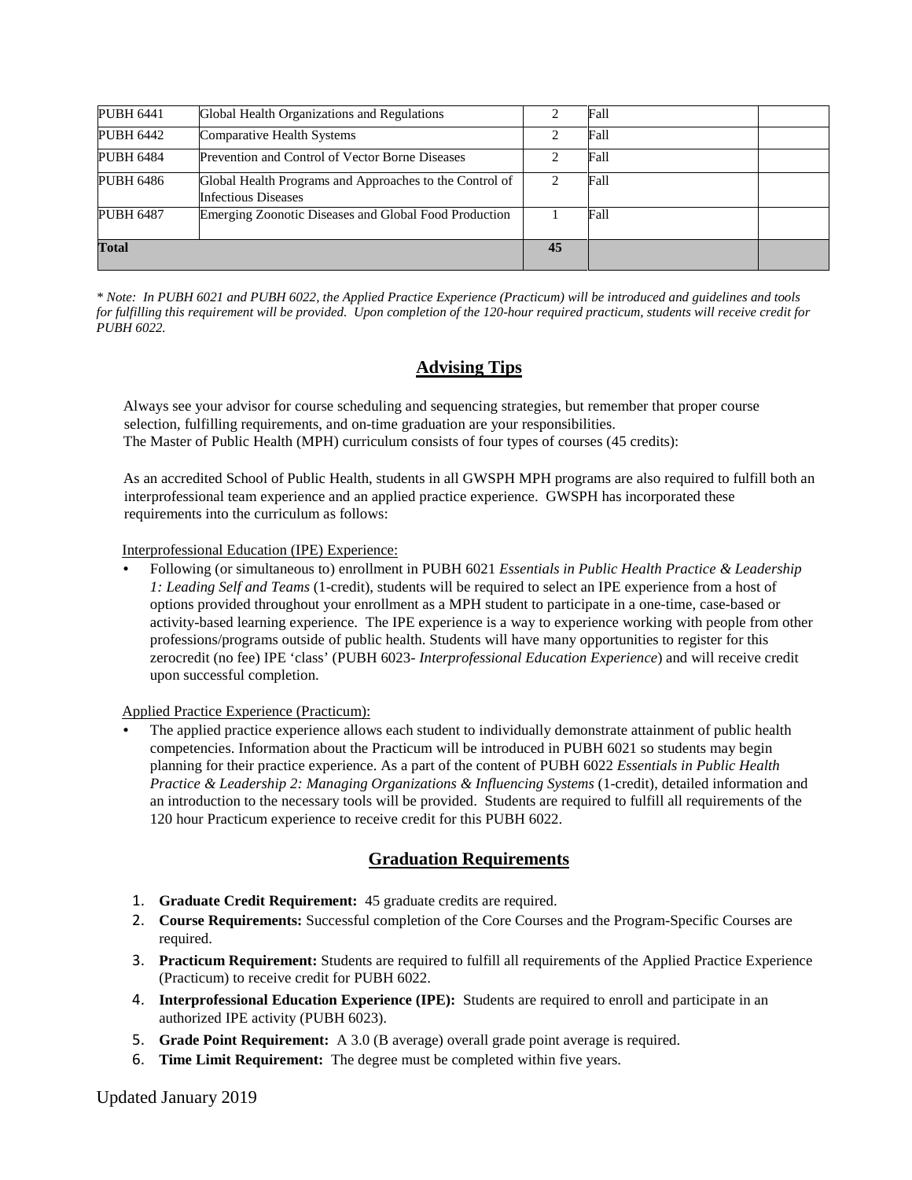| PUBH 6441 | Global Health Organizations and Regulations | 2 | Fall | |
|---|---|---|---|---|
| PUBH 6442 | Comparative Health Systems | 2 | Fall | |
| PUBH 6484 | Prevention and Control of Vector Borne Diseases | 2 | Fall | |
| PUBH 6486 | Global Health Programs and Approaches to the Control of Infectious Diseases | 2 | Fall | |
| PUBH 6487 | Emerging Zoonotic Diseases and Global Food Production | 1 | Fall | |
| **Total** | | **45** | | |

*\* Note: In PUBH 6021 and PUBH 6022, the Applied Practice Experience (Practicum) will be introduced and guidelines and tools for fulfilling this requirement will be provided. Upon completion of the 120-hour required practicum, students will receive credit for PUBH 6022.*

## Advising Tips

Always see your advisor for course scheduling and sequencing strategies, but remember that proper course selection, fulfilling requirements, and on-time graduation are your responsibilities.
The Master of Public Health (MPH) curriculum consists of four types of courses (45 credits):

As an accredited School of Public Health, students in all GWSPH MPH programs are also required to fulfill both an interprofessional team experience and an applied practice experience. GWSPH has incorporated these requirements into the curriculum as follows:

Interprofessional Education (IPE) Experience:

- Following (or simultaneous to) enrollment in PUBH 6021 *Essentials in Public Health Practice & Leadership 1: Leading Self and Teams* (1-credit), students will be required to select an IPE experience from a host of options provided throughout your enrollment as a MPH student to participate in a one-time, case-based or activity-based learning experience. The IPE experience is a way to experience working with people from other professions/programs outside of public health. Students will have many opportunities to register for this zerocredit (no fee) IPE 'class' (PUBH 6023- *Interprofessional Education Experience*) and will receive credit upon successful completion.

Applied Practice Experience (Practicum):

- The applied practice experience allows each student to individually demonstrate attainment of public health competencies. Information about the Practicum will be introduced in PUBH 6021 so students may begin planning for their practice experience. As a part of the content of PUBH 6022 *Essentials in Public Health Practice & Leadership 2: Managing Organizations & Influencing Systems* (1-credit), detailed information and an introduction to the necessary tools will be provided. Students are required to fulfill all requirements of the 120 hour Practicum experience to receive credit for this PUBH 6022.

## Graduation Requirements

1. **Graduate Credit Requirement:** 45 graduate credits are required.
2. **Course Requirements:** Successful completion of the Core Courses and the Program-Specific Courses are required.
3. **Practicum Requirement:** Students are required to fulfill all requirements of the Applied Practice Experience (Practicum) to receive credit for PUBH 6022.
4. **Interprofessional Education Experience (IPE):** Students are required to enroll and participate in an authorized IPE activity (PUBH 6023).
5. **Grade Point Requirement:** A 3.0 (B average) overall grade point average is required.
6. **Time Limit Requirement:** The degree must be completed within five years.

Updated January 2019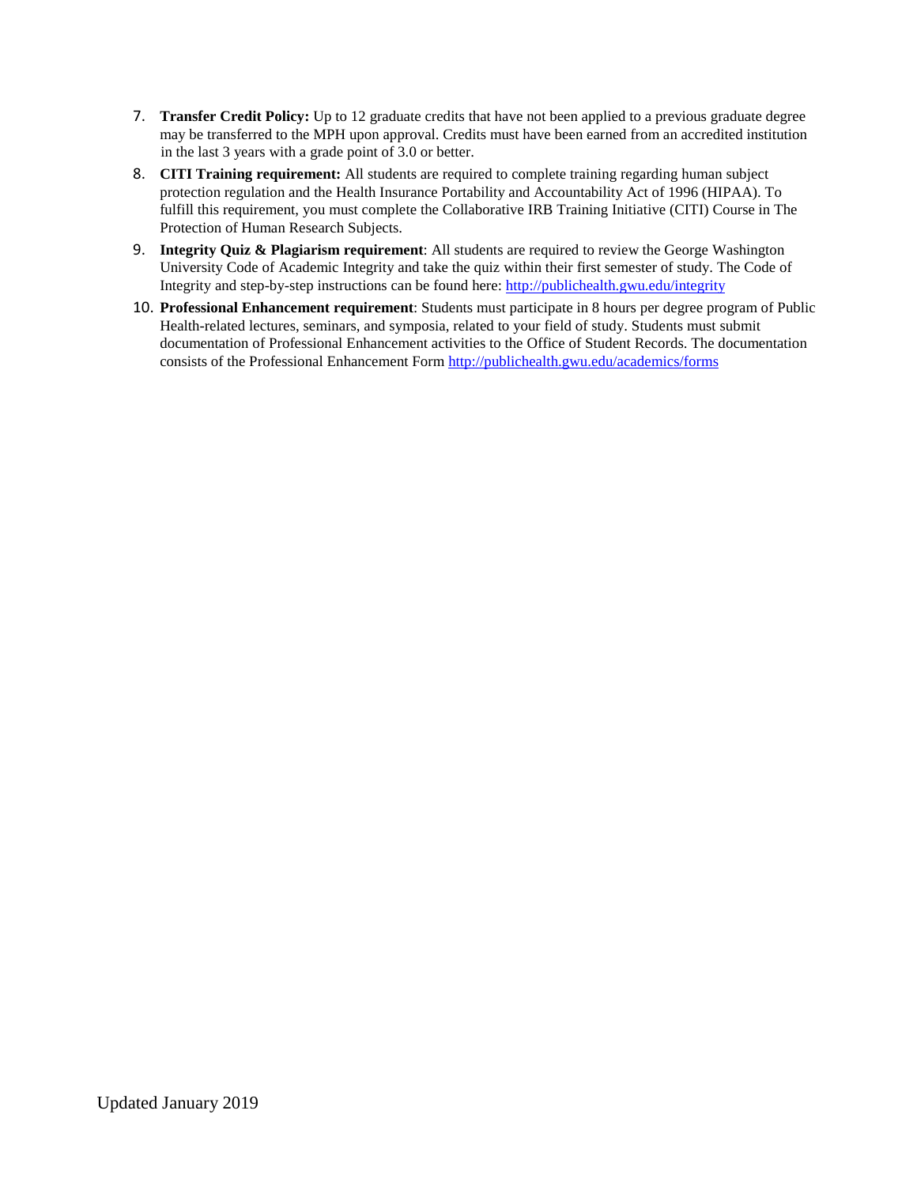7. **Transfer Credit Policy:** Up to 12 graduate credits that have not been applied to a previous graduate degree may be transferred to the MPH upon approval. Credits must have been earned from an accredited institution in the last 3 years with a grade point of 3.0 or better.
8. **CITI Training requirement:** All students are required to complete training regarding human subject protection regulation and the Health Insurance Portability and Accountability Act of 1996 (HIPAA). To fulfill this requirement, you must complete the Collaborative IRB Training Initiative (CITI) Course in The Protection of Human Research Subjects.
9. **Integrity Quiz & Plagiarism requirement**: All students are required to review the George Washington University Code of Academic Integrity and take the quiz within their first semester of study. The Code of Integrity and step-by-step instructions can be found here: http://publichealth.gwu.edu/integrity
10. **Professional Enhancement requirement**: Students must participate in 8 hours per degree program of Public Health-related lectures, seminars, and symposia, related to your field of study. Students must submit documentation of Professional Enhancement activities to the Office of Student Records. The documentation consists of the Professional Enhancement Form http://publichealth.gwu.edu/academics/forms

Updated January 2019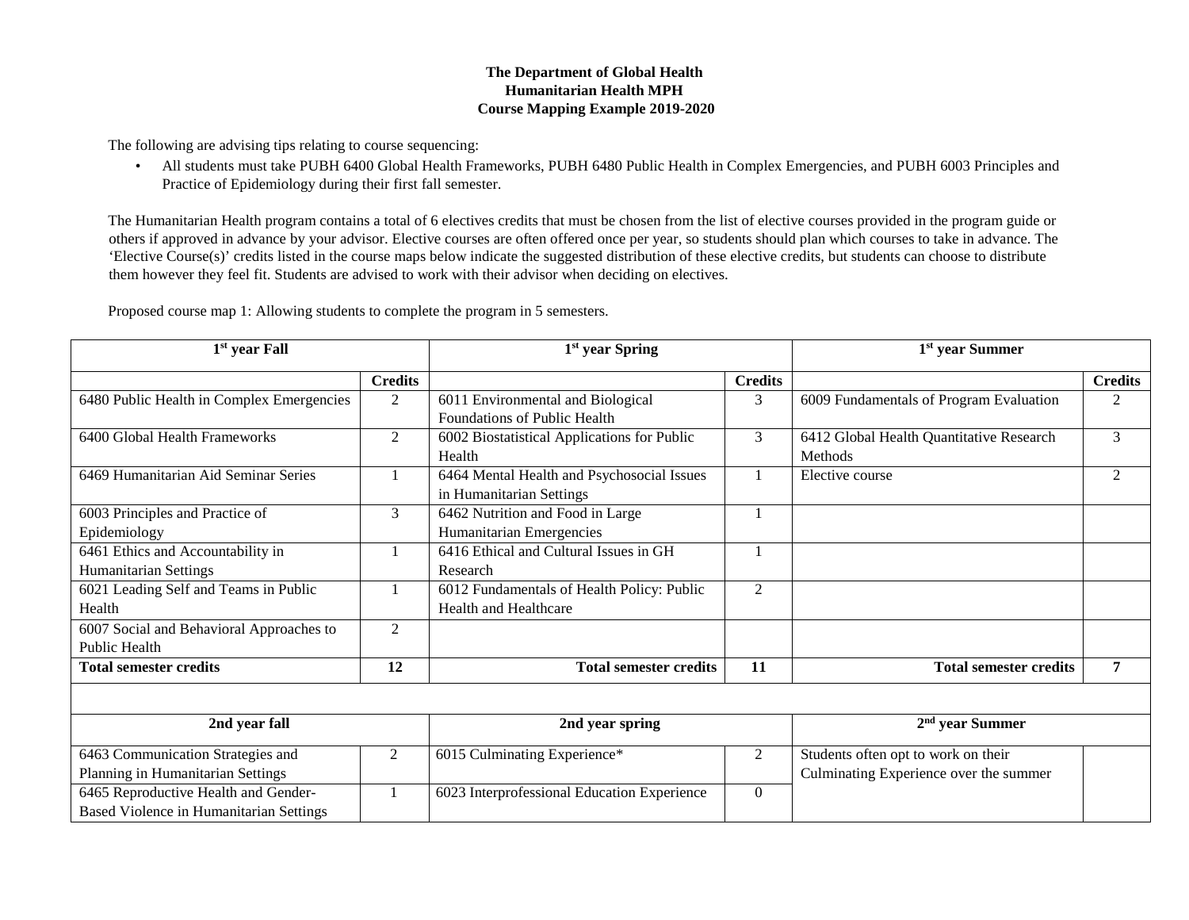**The Department of Global Health**
**Humanitarian Health MPH**
**Course Mapping Example 2019-2020**

The following are advising tips relating to course sequencing:

- All students must take PUBH 6400 Global Health Frameworks, PUBH 6480 Public Health in Complex Emergencies, and PUBH 6003 Principles and Practice of Epidemiology during their first fall semester.

The Humanitarian Health program contains a total of 6 electives credits that must be chosen from the list of elective courses provided in the program guide or others if approved in advance by your advisor. Elective courses are often offered once per year, so students should plan which courses to take in advance. The 'Elective Course(s)' credits listed in the course maps below indicate the suggested distribution of these elective credits, but students can choose to distribute them however they feel fit. Students are advised to work with their advisor when deciding on electives.

Proposed course map 1: Allowing students to complete the program in 5 semesters.

| 1st year Fall | | 1st year Spring | | 1st year Summer | |
|---|---|---|---|---|---|
| | **Credits** | | **Credits** | | **Credits** |
| 6480 Public Health in Complex Emergencies | 2 | 6011 Environmental and Biological Foundations of Public Health | 3 | 6009 Fundamentals of Program Evaluation | 2 |
| 6400 Global Health Frameworks | 2 | 6002 Biostatistical Applications for Public Health | 3 | 6412 Global Health Quantitative Research Methods | 3 |
| 6469 Humanitarian Aid Seminar Series | 1 | 6464 Mental Health and Psychosocial Issues in Humanitarian Settings | 1 | Elective course | 2 |
| 6003 Principles and Practice of Epidemiology | 3 | 6462 Nutrition and Food in Large Humanitarian Emergencies | 1 | | |
| 6461 Ethics and Accountability in Humanitarian Settings | 1 | 6416 Ethical and Cultural Issues in GH Research | 1 | | |
| 6021 Leading Self and Teams in Public Health | 1 | 6012 Fundamentals of Health Policy: Public Health and Healthcare | 2 | | |
| 6007 Social and Behavioral Approaches to Public Health | 2 | | | | |
| **Total semester credits** | **12** | **Total semester credits** | **11** | **Total semester credits** | **7** |

| 2nd year fall | | 2nd year spring | | 2nd year Summer | |
|---|---|---|---|---|---|
| 6463 Communication Strategies and Planning in Humanitarian Settings | 2 | 6015 Culminating Experience* | 2 | Students often opt to work on their Culminating Experience over the summer | |
| 6465 Reproductive Health and Gender-Based Violence in Humanitarian Settings | 1 | 6023 Interprofessional Education Experience | 0 | | |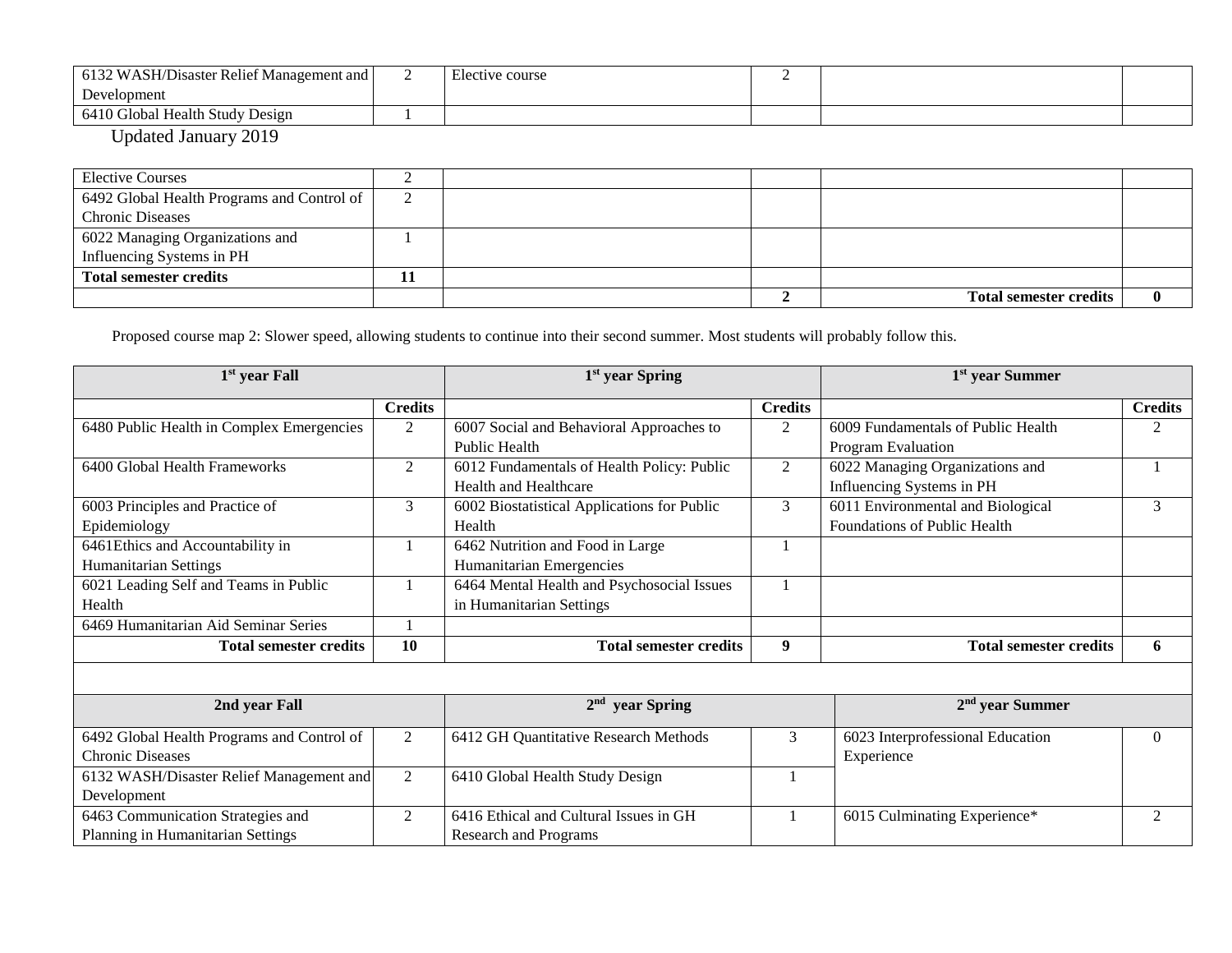| | | | | | |
|---|---|---|---|---|---|
| 6132 WASH/Disaster Relief Management and Development | 2 | Elective course | 2 | | |
| 6410 Global Health Study Design | 1 | | | | |

Updated January 2019

| | | | | | |
|---|---|---|---|---|---|
| Elective Courses | 2 | | | | |
| 6492 Global Health Programs and Control of Chronic Diseases | 2 | | | | |
| 6022 Managing Organizations and Influencing Systems in PH | 1 | | | | |
| **Total semester credits** | **11** | | | | |
| | | | **2** | **Total semester credits** | **0** |

Proposed course map 2: Slower speed, allowing students to continue into their second summer. Most students will probably follow this.

| 1[st] year Fall | | 1[st] year Spring | | 1[st] year Summer | |
|---|---|---|---|---|---|
| | **Credits** | | **Credits** | | **Credits** |
| 6480 Public Health in Complex Emergencies | 2 | 6007 Social and Behavioral Approaches to Public Health | 2 | 6009 Fundamentals of Public Health Program Evaluation | 2 |
| 6400 Global Health Frameworks | 2 | 6012 Fundamentals of Health Policy: Public Health and Healthcare | 2 | 6022 Managing Organizations and Influencing Systems in PH | 1 |
| 6003 Principles and Practice of Epidemiology | 3 | 6002 Biostatistical Applications for Public Health | 3 | 6011 Environmental and Biological Foundations of Public Health | 3 |
| 6461Ethics and Accountability in Humanitarian Settings | 1 | 6462 Nutrition and Food in Large Humanitarian Emergencies | 1 | | |
| 6021 Leading Self and Teams in Public Health | 1 | 6464 Mental Health and Psychosocial Issues in Humanitarian Settings | 1 | | |
| 6469 Humanitarian Aid Seminar Series | 1 | | | | |
| **Total semester credits** | **10** | **Total semester credits** | **9** | **Total semester credits** | **6** |

| 2nd year Fall | | 2[nd] year Spring | | 2[nd] year Summer | |
|---|---|---|---|---|---|
| 6492 Global Health Programs and Control of Chronic Diseases | 2 | 6412 GH Quantitative Research Methods | 3 | 6023 Interprofessional Education Experience | 0 |
| 6132 WASH/Disaster Relief Management and Development | 2 | 6410 Global Health Study Design | 1 | | |
| 6463 Communication Strategies and Planning in Humanitarian Settings | 2 | 6416 Ethical and Cultural Issues in GH Research and Programs | 1 | 6015 Culminating Experience* | 2 |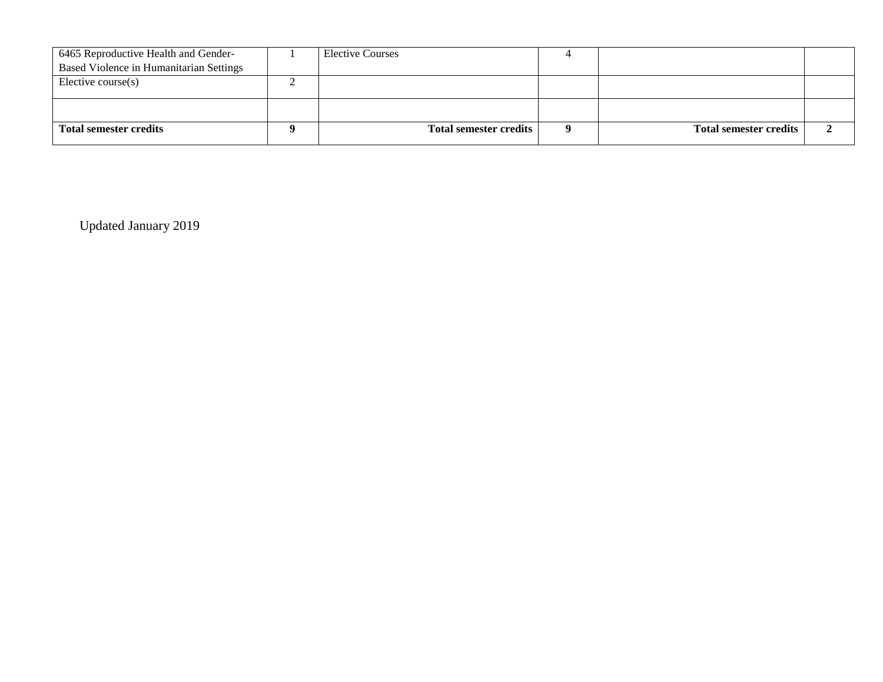| | | | | | |
|---|---|---|---|---|---|
| 6465 Reproductive Health and Gender-Based Violence in Humanitarian Settings | 1 | Elective Courses | 4 | | |
| Elective course(s) | 2 | | | | |
| | | | | | |
| **Total semester credits** | **9** | **Total semester credits** | **9** | **Total semester credits** | **2** |

Updated January 2019